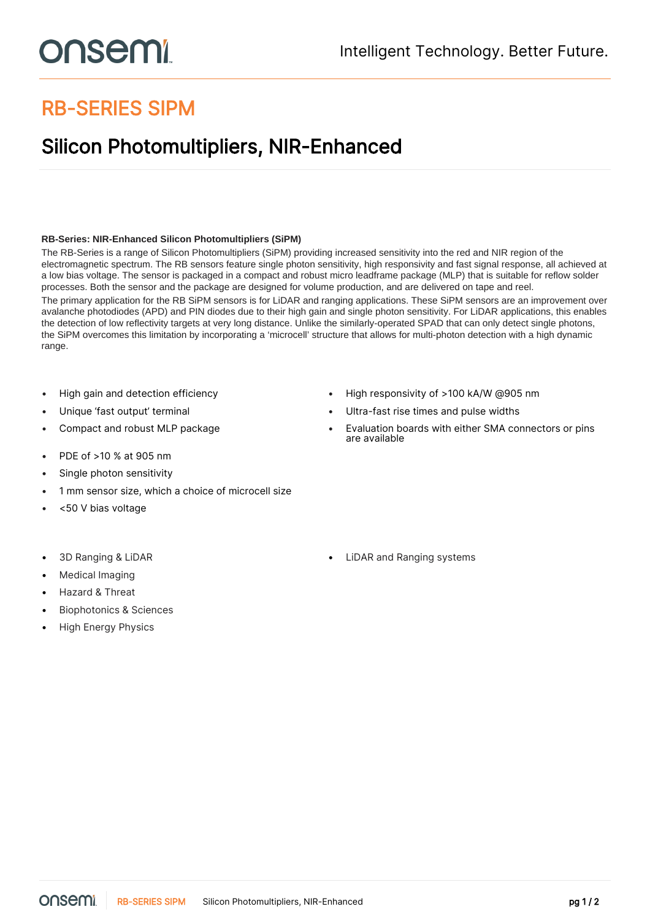# RB-SERIES SIPM

## Silicon Photomultipliers, NIR-Enhanced

**RB-Series: NIR-Enhanced Silicon Photomultipliers (SiPM)**

The RB-Series is a range of Silicon Photomultipliers (SiPM) providing increased sensitivity into the red and NIR region of the electromagnetic spectrum. The RB sensors feature single photon sensitivity, high responsivity and fast signal response, all achieved at a low bias voltage. The sensor is packaged in a compact and robust micro leadframe package (MLP) that is suitable for reflow solder processes. Both the sensor and the package are designed for volume production, and are delivered on tape and reel.

The primary application for the RB SiPM sensors is for LiDAR and ranging applications. These SiPM sensors are an improvement over avalanche photodiodes (APD) and PIN diodes due to their high gain and single photon sensitivity. For LiDAR applications, this enables the detection of low reflectivity targets at very long distance. Unlike the similarly-operated SPAD that can only detect single photons, the SiPM overcomes this limitation by incorporating a 'microcell' structure that allows for multi-photon detection with a high dynamic range.

- High gain and detection efficiency
- Unique 'fast output' terminal
- Compact and robust MLP package
- High responsivity of >100 kA/W @905 nm
- Ultra-fast rise times and pulse widths
- Evaluation boards with either SMA connectors or pins are available

- PDE of >10 % at 905 nm
- Single photon sensitivity
- 1 mm sensor size, which a choice of microcell size
- <50 V bias voltage

- 3D Ranging & LiDAR
- Medical Imaging
- Hazard & Threat
- Biophotonics & Sciences
- High Energy Physics

- LiDAR and Ranging systems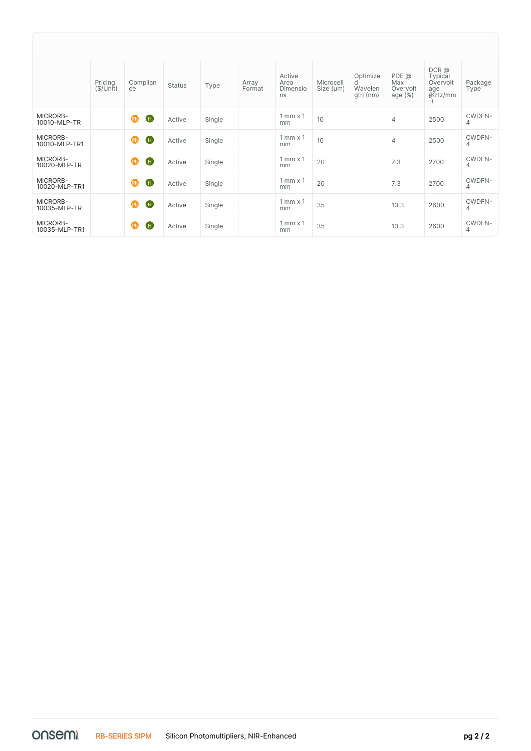| | Pricing ($/Unit) | Compliance | Status | Type | Array Format | Active Area Dimensions | Microcell Size (µm) | Optimized Wavelength (nm) | PDE @ Max Overvoltage (%) | DCR @ Typical Overvoltage (KHz/mm²) | Package Type |
|---|---|---|---|---|---|---|---|---|---|---|---|
| MICRORB-10010-MLP-TR | | Pb H | Active | Single | | 1 mm x 1 mm | 10 | | 4 | 2500 | CWDFN-4 |
| MICRORB-10010-MLP-TR1 | | Pb H | Active | Single | | 1 mm x 1 mm | 10 | | 4 | 2500 | CWDFN-4 |
| MICRORB-10020-MLP-TR | | Pb H | Active | Single | | 1 mm x 1 mm | 20 | | 7.3 | 2700 | CWDFN-4 |
| MICRORB-10020-MLP-TR1 | | Pb H | Active | Single | | 1 mm x 1 mm | 20 | | 7.3 | 2700 | CWDFN-4 |
| MICRORB-10035-MLP-TR | | Pb H | Active | Single | | 1 mm x 1 mm | 35 | | 10.3 | 2600 | CWDFN-4 |
| MICRORB-10035-MLP-TR1 | | Pb H | Active | Single | | 1 mm x 1 mm | 35 | | 10.3 | 2600 | CWDFN-4 |